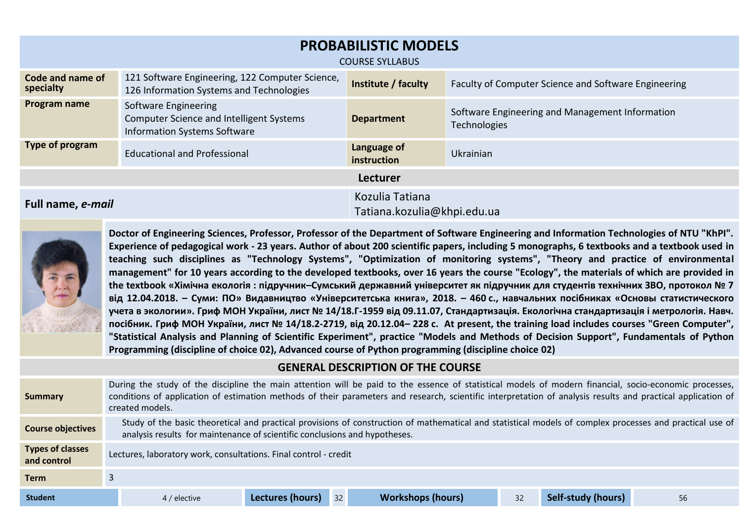# PROBABILISTIC MODELS

COURSE SYLLABUS

| Code and name of specialty | 121 Software Engineering, 122 Computer Science, 126 Information Systems and Technologies | Institute / faculty | Faculty of Computer Science and Software Engineering |
|---|---|---|---|
| Program name | Software Engineering<br>Computer Science and Intelligent Systems<br>Information Systems Software | Department | Software Engineering and Management Information Technologies |
| Type of program | Educational and Professional | Language of instruction | Ukrainian |

## Lecturer

| Full name, *e-mail* | Kozulia Tatiana<br>Tatiana.kozulia@khpi.edu.ua |
|---|---|

**Doctor of Engineering Sciences, Professor, Professor of the Department of Software Engineering and Information Technologies of NTU "KhPI". Experience of pedagogical work - 23 years. Author of about 200 scientific papers, including 5 monographs, 6 textbooks and a textbook used in teaching such disciplines as "Technology Systems", "Optimization of monitoring systems", "Theory and practice of environmental management" for 10 years according to the developed textbooks, over 16 years the course "Ecology", the materials of which are provided in the textbook «Хімічна екологія : підручник–Сумський державний університет як підручник для студентів технічних ЗВО, протокол № 7 від 12.04.2018. – Суми: ПО» Видавництво «Університетська книга», 2018. – 460 с., навчальних посібниках «Основы статистического учета в экологии». Гриф МОН України, лист № 14/18.Г-1959 від 09.11.07, Стандартизація. Екологічна стандартизація і метрологія. Навч. посібник. Гриф МОН України, лист № 14/18.2-2719, від 20.12.04– 228 с. At present, the training load includes courses "Green Computer", "Statistical Analysis and Planning of Scientific Experiment", practice "Models and Methods of Decision Support", Fundamentals of Python Programming (discipline of choice 02), Advanced course of Python programming (discipline choice 02)**

## GENERAL DESCRIPTION OF THE COURSE

| Summary | During the study of the discipline the main attention will be paid to the essence of statistical models of modern financial, socio-economic processes, conditions of application of estimation methods of their parameters and research, scientific interpretation of analysis results and practical application of created models. |
|---|---|
| Course objectives | Study of the basic theoretical and practical provisions of construction of mathematical and statistical models of complex processes and practical use of analysis results for maintenance of scientific conclusions and hypotheses. |
| Types of classes and control | Lectures, laboratory work, consultations. Final control - credit |
| Term | 3 |

| Student | 4 / elective | Lectures (hours) | 32 | Workshops (hours) | 32 | Self-study (hours) | 56 |
|---|---|---|---|---|---|---|---|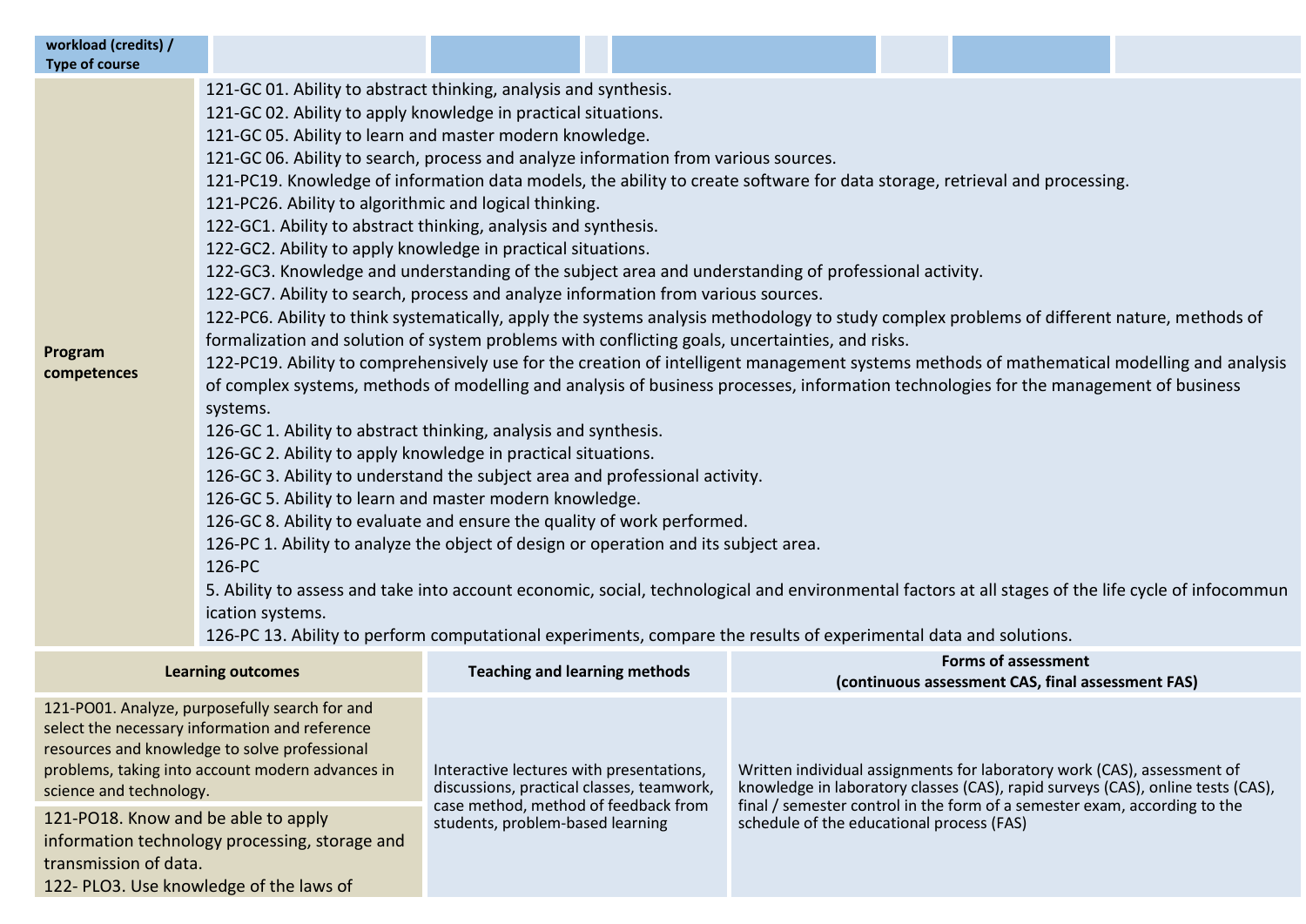| workload (credits) / Type of course | | | | | | | |
|---|---|---|---|---|---|---|---|

| | |
|---|---|
| **Program competences** | 121-GC 01. Ability to abstract thinking, analysis and synthesis.<br>121-GC 02. Ability to apply knowledge in practical situations.<br>121-GC 05. Ability to learn and master modern knowledge.<br>121-GC 06. Ability to search, process and analyze information from various sources.<br>121-PC19. Knowledge of information data models, the ability to create software for data storage, retrieval and processing.<br>121-PC26. Ability to algorithmic and logical thinking.<br>122-GC1. Ability to abstract thinking, analysis and synthesis.<br>122-GC2. Ability to apply knowledge in practical situations.<br>122-GC3. Knowledge and understanding of the subject area and understanding of professional activity.<br>122-GC7. Ability to search, process and analyze information from various sources.<br>122-PC6. Ability to think systematically, apply the systems analysis methodology to study complex problems of different nature, methods of formalization and solution of system problems with conflicting goals, uncertainties, and risks.<br>122-PC19. Ability to comprehensively use for the creation of intelligent management systems methods of mathematical modelling and analysis of complex systems, methods of modelling and analysis of business processes, information technologies for the management of business systems.<br>126-GC 1. Ability to abstract thinking, analysis and synthesis.<br>126-GC 2. Ability to apply knowledge in practical situations.<br>126-GC 3. Ability to understand the subject area and professional activity.<br>126-GC 5. Ability to learn and master modern knowledge.<br>126-GC 8. Ability to evaluate and ensure the quality of work performed.<br>126-PC 1. Ability to analyze the object of design or operation and its subject area.<br>126-PC<br>5. Ability to assess and take into account economic, social, technological and environmental factors at all stages of the life cycle of infocommun ication systems.<br>126-PC 13. Ability to perform computational experiments, compare the results of experimental data and solutions. |

| **Learning outcomes** | **Teaching and learning methods** | **Forms of assessment (continuous assessment CAS, final assessment FAS)** |
|---|---|---|
| 121-PO01. Analyze, purposefully search for and select the necessary information and reference resources and knowledge to solve professional problems, taking into account modern advances in science and technology.<br>121-PO18. Know and be able to apply information technology processing, storage and transmission of data.<br>122- PLO3. Use knowledge of the laws of | Interactive lectures with presentations, discussions, practical classes, teamwork, case method, method of feedback from students, problem-based learning | Written individual assignments for laboratory work (CAS), assessment of knowledge in laboratory classes (CAS), rapid surveys (CAS), online tests (CAS), final / semester control in the form of a semester exam, according to the schedule of the educational process (FAS) |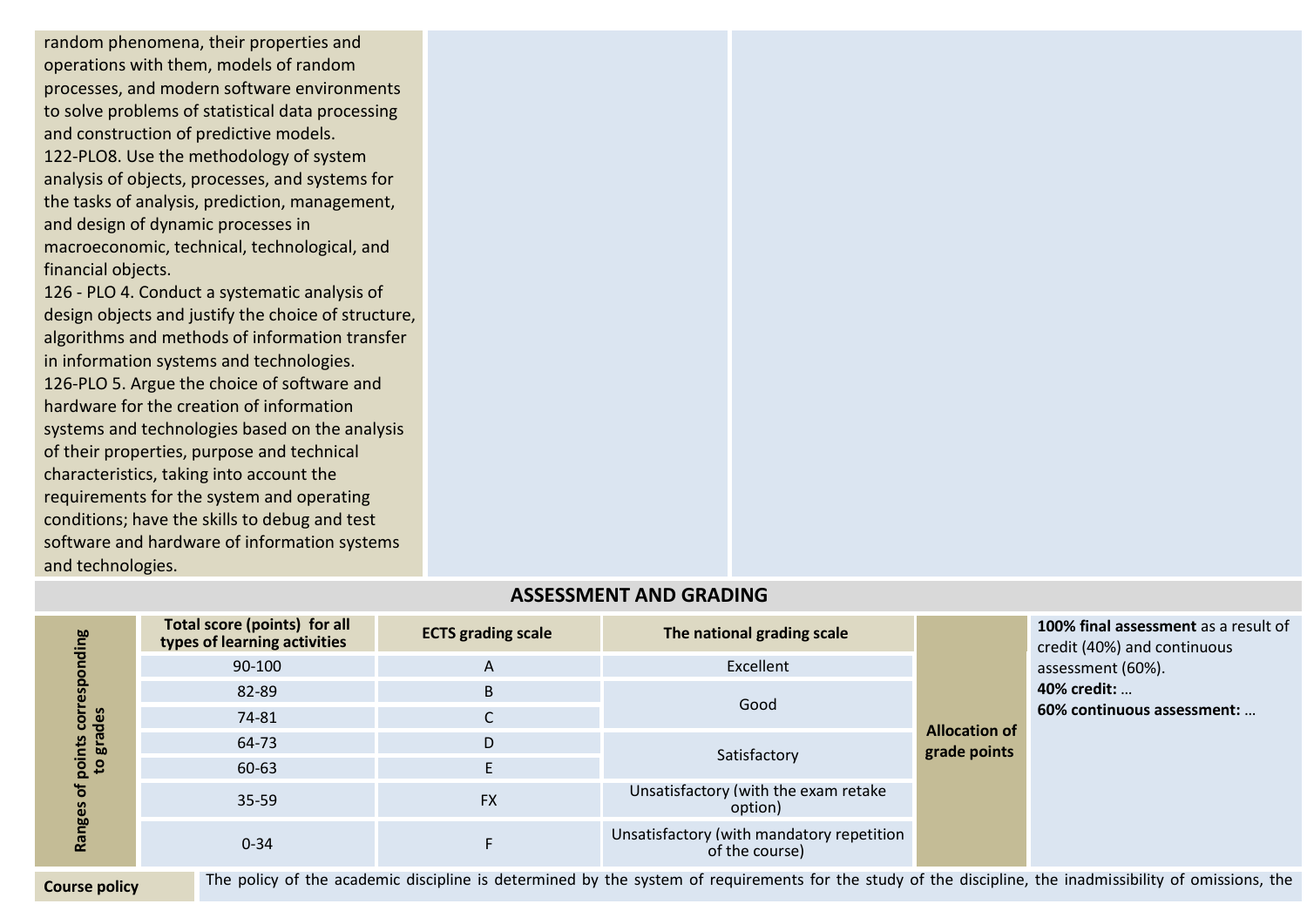random phenomena, their properties and operations with them, models of random processes, and modern software environments to solve problems of statistical data processing and construction of predictive models.
122-PLO8. Use the methodology of system analysis of objects, processes, and systems for the tasks of analysis, prediction, management, and design of dynamic processes in macroeconomic, technical, technological, and financial objects.
126 - PLO 4. Conduct a systematic analysis of design objects and justify the choice of structure, algorithms and methods of information transfer in information systems and technologies.
126-PLO 5. Argue the choice of software and hardware for the creation of information systems and technologies based on the analysis of their properties, purpose and technical characteristics, taking into account the requirements for the system and operating conditions; have the skills to debug and test software and hardware of information systems and technologies.

## ASSESSMENT AND GRADING

| Ranges of points corresponding to grades | Total score (points) for all types of learning activities | ECTS grading scale | The national grading scale | Allocation of grade points | **100% final assessment** as a result of credit (40%) and continuous assessment (60%). **40% credit:** … **60% continuous assessment:** … |
|---|---|---|---|---|---|
| | 90-100 | A | Excellent | | |
| | 82-89 | B | Good | | |
| | 74-81 | C | | | |
| | 64-73 | D | Satisfactory | | |
| | 60-63 | E | | | |
| | 35-59 | FX | Unsatisfactory (with the exam retake option) | | |
| | 0-34 | F | Unsatisfactory (with mandatory repetition of the course) | | |

| Course policy | The policy of the academic discipline is determined by the system of requirements for the study of the discipline, the inadmissibility of omissions, the |
|---|---|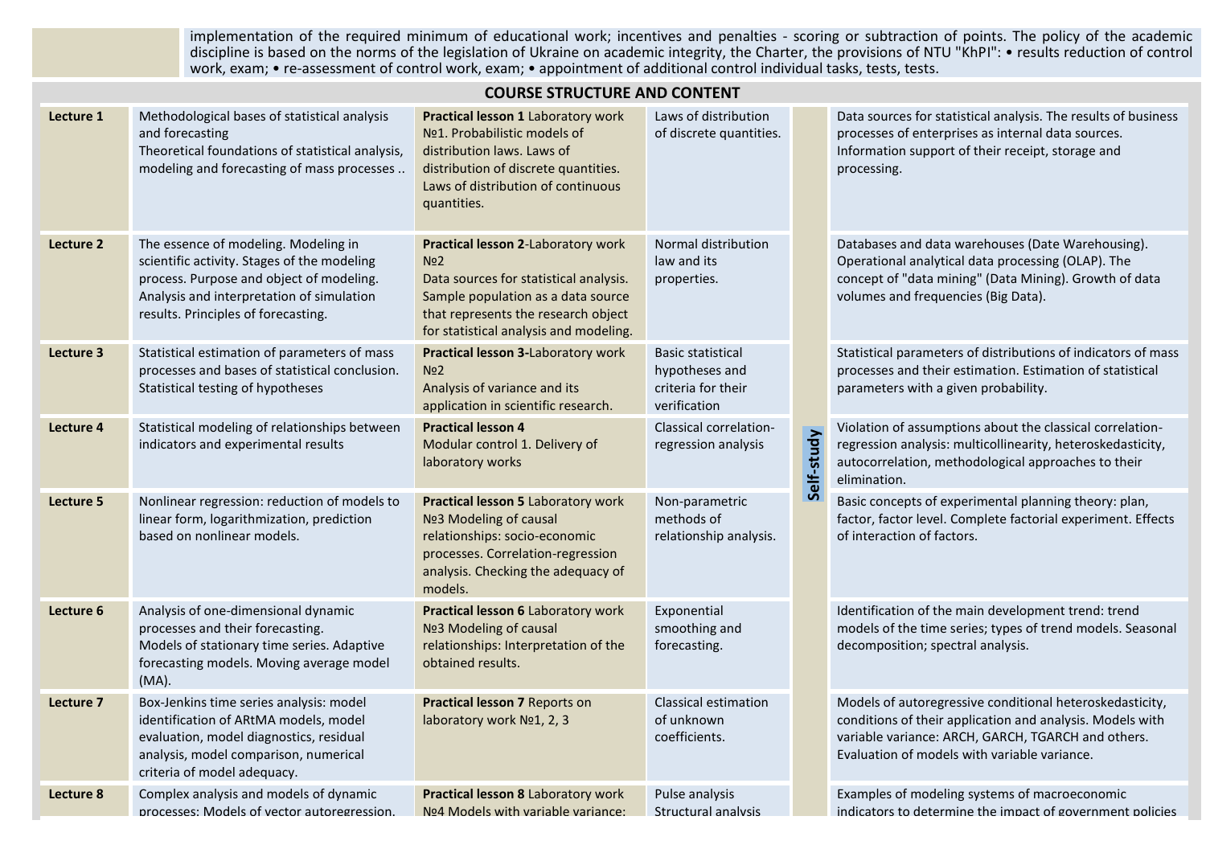implementation of the required minimum of educational work; incentives and penalties - scoring or subtraction of points. The policy of the academic discipline is based on the norms of the legislation of Ukraine on academic integrity, the Charter, the provisions of NTU "KhPI": • results reduction of control work, exam; • re-assessment of control work, exam; • appointment of additional control individual tasks, tests, tests.

## COURSE STRUCTURE AND CONTENT

| | | | | | |
|---|---|---|---|---|---|
| **Lecture 1** | Methodological bases of statistical analysis and forecasting<br>Theoretical foundations of statistical analysis, modeling and forecasting of mass processes .. | **Practical lesson 1** Laboratory work №1. Probabilistic models of distribution laws. Laws of distribution of discrete quantities. Laws of distribution of continuous quantities. | Laws of distribution of discrete quantities. | **Self-study** | Data sources for statistical analysis. The results of business processes of enterprises as internal data sources. Information support of their receipt, storage and processing. |
| **Lecture 2** | The essence of modeling. Modeling in scientific activity. Stages of the modeling process. Purpose and object of modeling. Analysis and interpretation of simulation results. Principles of forecasting. | **Practical lesson 2**-Laboratory work №2<br>Data sources for statistical analysis. Sample population as a data source that represents the research object for statistical analysis and modeling. | Normal distribution law and its properties. | | Databases and data warehouses (Date Warehousing). Operational analytical data processing (OLAP). The concept of "data mining" (Data Mining). Growth of data volumes and frequencies (Big Data). |
| **Lecture 3** | Statistical estimation of parameters of mass processes and bases of statistical conclusion. Statistical testing of hypotheses | **Practical lesson 3**-Laboratory work №2<br>Analysis of variance and its application in scientific research. | Basic statistical hypotheses and criteria for their verification | | Statistical parameters of distributions of indicators of mass processes and their estimation. Estimation of statistical parameters with a given probability. |
| **Lecture 4** | Statistical modeling of relationships between indicators and experimental results | **Practical lesson 4**<br>Modular control 1. Delivery of laboratory works | Classical correlation-regression analysis | | Violation of assumptions about the classical correlation-regression analysis: multicollinearity, heteroskedasticity, autocorrelation, methodological approaches to their elimination. |
| **Lecture 5** | Nonlinear regression: reduction of models to linear form, logarithmization, prediction based on nonlinear models. | **Practical lesson 5** Laboratory work №3 Modeling of causal relationships: socio-economic processes. Correlation-regression analysis. Checking the adequacy of models. | Non-parametric methods of relationship analysis. | | Basic concepts of experimental planning theory: plan, factor, factor level. Complete factorial experiment. Effects of interaction of factors. |
| **Lecture 6** | Analysis of one-dimensional dynamic processes and their forecasting.<br>Models of stationary time series. Adaptive forecasting models. Moving average model (MA). | **Practical lesson 6** Laboratory work №3 Modeling of causal relationships: Interpretation of the obtained results. | Exponential smoothing and forecasting. | | Identification of the main development trend: trend models of the time series; types of trend models. Seasonal decomposition; spectral analysis. |
| **Lecture 7** | Box-Jenkins time series analysis: model identification of ARtMA models, model evaluation, model diagnostics, residual analysis, model comparison, numerical criteria of model adequacy. | **Practical lesson 7** Reports on laboratory work №1, 2, 3 | Classical estimation of unknown coefficients. | | Models of autoregressive conditional heteroskedasticity, conditions of their application and analysis. Models with variable variance: ARCH, GARCH, TGARCH and others. Evaluation of models with variable variance. |
| **Lecture 8** | Complex analysis and models of dynamic processes: Models of vector autoregression. | **Practical lesson 8** Laboratory work №4 Models with variable variance: | Pulse analysis Structural analysis | | Examples of modeling systems of macroeconomic indicators to determine the impact of government policies |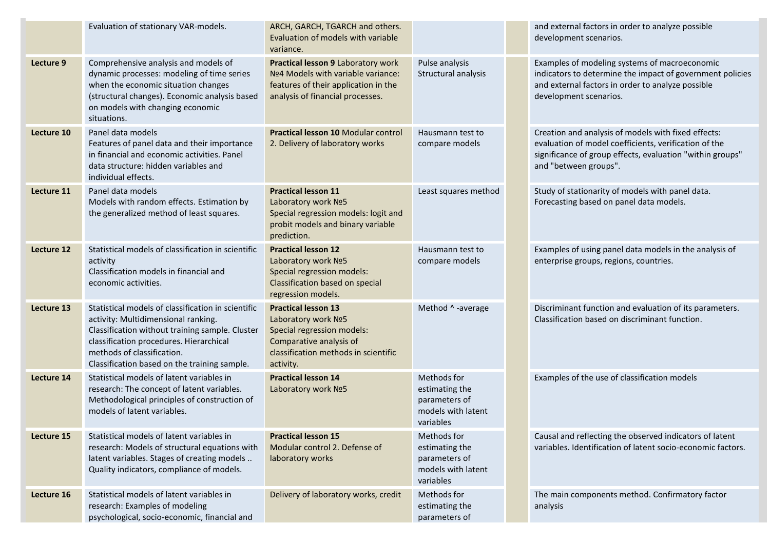| | | | | | |
|---|---|---|---|---|---|
| | Evaluation of stationary VAR-models. | ARCH, GARCH, TGARCH and others. Evaluation of models with variable variance. | | | and external factors in order to analyze possible development scenarios. |
| **Lecture 9** | Comprehensive analysis and models of dynamic processes: modeling of time series when the economic situation changes (structural changes). Economic analysis based on models with changing economic situations. | **Practical lesson 9** Laboratory work №4 Models with variable variance: features of their application in the analysis of financial processes. | Pulse analysis Structural analysis | | Examples of modeling systems of macroeconomic indicators to determine the impact of government policies and external factors in order to analyze possible development scenarios. |
| **Lecture 10** | Panel data models Features of panel data and their importance in financial and economic activities. Panel data structure: hidden variables and individual effects. | **Practical lesson 10** Modular control 2. Delivery of laboratory works | Hausmann test to compare models | | Creation and analysis of models with fixed effects: evaluation of model coefficients, verification of the significance of group effects, evaluation "within groups" and "between groups". |
| **Lecture 11** | Panel data models Models with random effects. Estimation by the generalized method of least squares. | **Practical lesson 11** Laboratory work №5 Special regression models: logit and probit models and binary variable prediction. | Least squares method | | Study of stationarity of models with panel data. Forecasting based on panel data models. |
| **Lecture 12** | Statistical models of classification in scientific activity Classification models in financial and economic activities. | **Practical lesson 12** Laboratory work №5 Special regression models: Classification based on special regression models. | Hausmann test to compare models | | Examples of using panel data models in the analysis of enterprise groups, regions, countries. |
| **Lecture 13** | Statistical models of classification in scientific activity: Multidimensional ranking. Classification without training sample. Cluster classification procedures. Hierarchical methods of classification. Classification based on the training sample. | **Practical lesson 13** Laboratory work №5 Special regression models: Comparative analysis of classification methods in scientific activity. | Method ^ -average | | Discriminant function and evaluation of its parameters. Classification based on discriminant function. |
| **Lecture 14** | Statistical models of latent variables in research: The concept of latent variables. Methodological principles of construction of models of latent variables. | **Practical lesson 14** Laboratory work №5 | Methods for estimating the parameters of models with latent variables | | Examples of the use of classification models |
| **Lecture 15** | Statistical models of latent variables in research: Models of structural equations with latent variables. Stages of creating models .. Quality indicators, compliance of models. | **Practical lesson 15** Modular control 2. Defense of laboratory works | Methods for estimating the parameters of models with latent variables | | Causal and reflecting the observed indicators of latent variables. Identification of latent socio-economic factors. |
| **Lecture 16** | Statistical models of latent variables in research: Examples of modeling psychological, socio-economic, financial and | Delivery of laboratory works, credit | Methods for estimating the parameters of | | The main components method. Confirmatory factor analysis |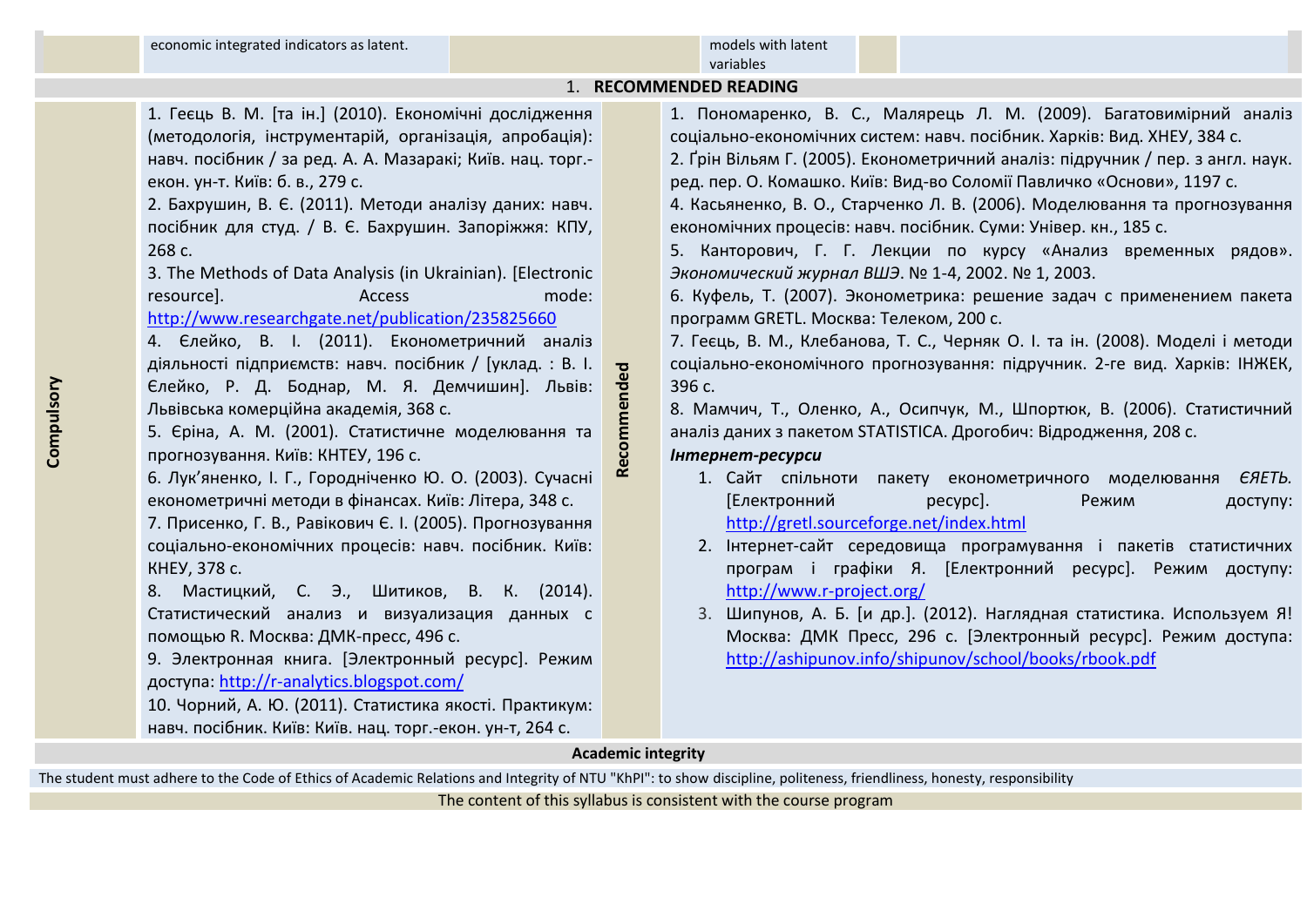| | | | | | |
|---|---|---|---|---|---|
| | economic integrated indicators as latent. | | models with latent variables | | |

## 1. RECOMMENDED READING

| | | | |
|---|---|---|---|
| **Compulsory** | 1. Геєць В. М. [та ін.] (2010). Економічні дослідження (методологія, інструментарій, організація, апробація): навч. посібник / за ред. А. А. Мазаракі; Київ. нац. торг.-екон. ун-т. Київ: б. в., 279 с.<br>2. Бахрушин, В. Є. (2011). Методи аналізу даних: навч. посібник для студ. / В. Є. Бахрушин. Запоріжжя: КПУ, 268 с.<br>3. The Methods of Data Analysis (in Ukrainian). [Electronic resource]. Access mode: http://www.researchgate.net/publication/235825660<br>4. Єлейко, В. І. (2011). Економетричний аналіз діяльності підприємств: навч. посібник / [уклад. : В. І. Єлейко, Р. Д. Боднар, М. Я. Демчишин]. Львів: Львівська комерційна академія, 368 с.<br>5. Єріна, А. М. (2001). Статистичне моделювання та прогнозування. Київ: КНТЕУ, 196 с.<br>6. Лук'яненко, І. Г., Городніченко Ю. О. (2003). Сучасні економетричні методи в фінансах. Київ: Літера, 348 с.<br>7. Присенко, Г. В., Равікович Є. І. (2005). Прогнозування соціально-економічних процесів: навч. посібник. Київ: КНЕУ, 378 с.<br>8. Мастицкий, С. Э., Шитиков, В. К. (2014). Статистический анализ и визуализация данных с помощью R. Москва: ДМК-пресс, 496 с.<br>9. Электронная книга. [Электронный ресурс]. Режим доступа: http://r-analytics.blogspot.com/<br>10. Чорний, А. Ю. (2011). Статистика якості. Практикум: навч. посібник. Київ: Київ. нац. торг.-екон. ун-т, 264 с. | **Recommended** | 1. Пономаренко, В. С., Малярець Л. М. (2009). Багатовимірний аналіз соціально-економічних систем: навч. посібник. Харків: Вид. ХНЕУ, 384 с.<br>2. Ґрін Вільям Г. (2005). Економетричний аналіз: підручник / пер. з англ. наук. ред. пер. О. Комашко. Київ: Вид-во Соломії Павличко «Основи», 1197 с.<br>4. Касьяненко, В. О., Старченко Л. В. (2006). Моделювання та прогнозування економічних процесів: навч. посібник. Суми: Універ. кн., 185 с.<br>5. Канторович, Г. Г. Лекции по курсу «Анализ временных рядов». *Экономический журнал ВШЭ*. № 1-4, 2002. № 1, 2003.<br>6. Куфель, Т. (2007). Эконометрика: решение задач с применением пакета программ GRETL. Москва: Телеком, 200 с.<br>7. Геєць, В. М., Клебанова, Т. С., Черняк О. І. та ін. (2008). Моделі і методи соціально-економічного прогнозування: підручник. 2-ге вид. Харків: ІНЖЕК, 396 с.<br>8. Мамчич, Т., Оленко, А., Осипчук, М., Шпортюк, В. (2006). Статистичний аналіз даних з пакетом STATISTICA. Дрогобич: Відродження, 208 с.<br>***Інтернет-ресурси***<br>1. Сайт спільноти пакету економетричного моделювання *ЄЯЕТЬ.* [Електронний ресурс]. Режим доступу: http://gretl.sourceforge.net/index.html<br>2. Інтернет-сайт середовища програмування і пакетів статистичних програм і графіки Я. [Електронний ресурс]. Режим доступу: http://www.r-project.org/<br>3. Шипунов, А. Б. [и др.]. (2012). Наглядная статистика. Используем Я! Москва: ДМК Пресс, 296 с. [Электронный ресурс]. Режим доступа: http://ashipunov.info/shipunov/school/books/rbook.pdf |

**Academic integrity**

The student must adhere to the Code of Ethics of Academic Relations and Integrity of NTU "KhPI": to show discipline, politeness, friendliness, honesty, responsibility

The content of this syllabus is consistent with the course program